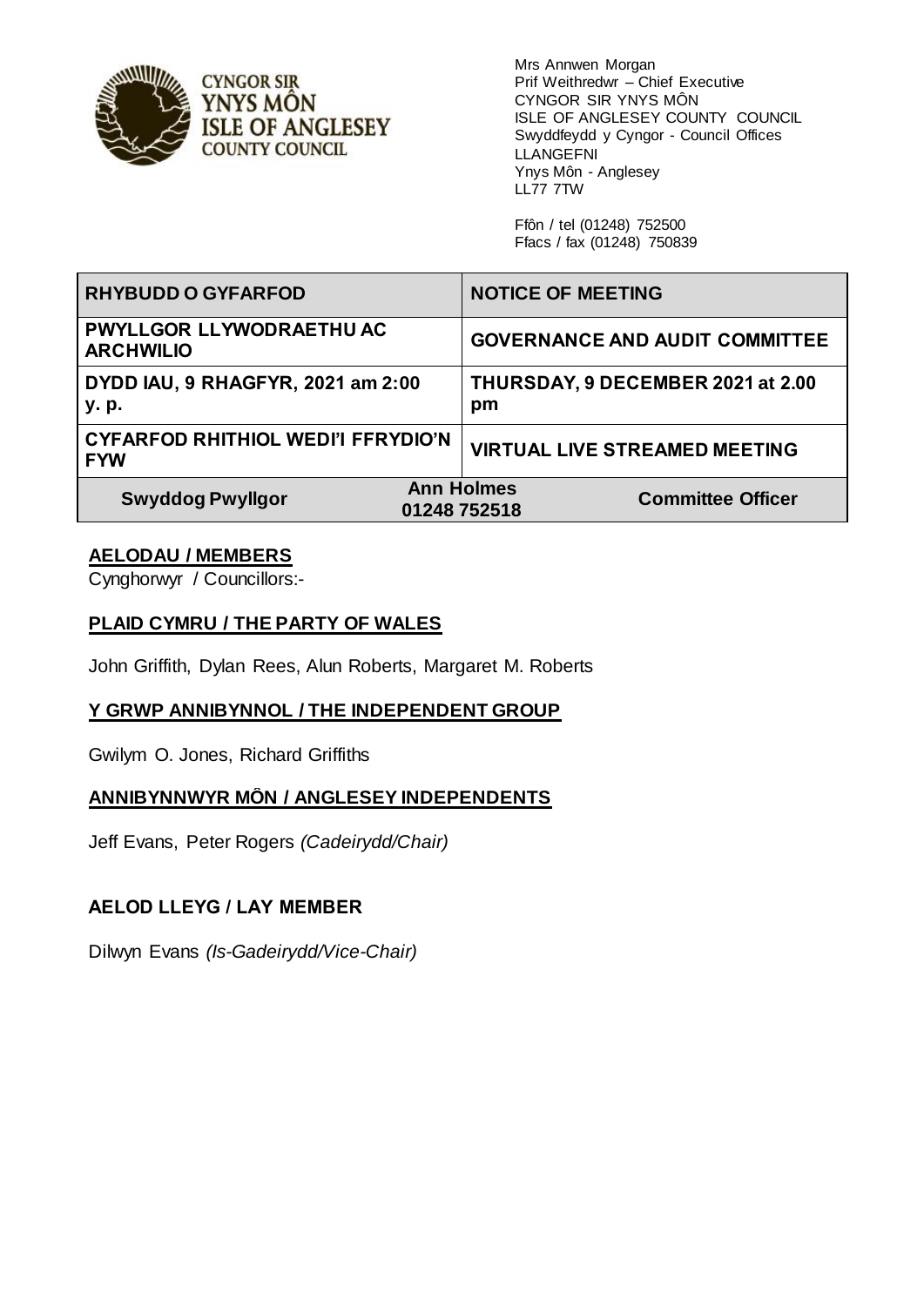CYNGOR SIR YNYS MÔN
ISLE OF ANGLESEY COUNTY COUNCIL

Mrs Annwen Morgan
Prif Weithredwr – Chief Executive
CYNGOR SIR YNYS MÔN
ISLE OF ANGLESEY COUNTY COUNCIL
Swyddfeydd y Cyngor - Council Offices
LLANGEFNI
Ynys Môn - Anglesey
LL77 7TW

Ffôn / tel (01248) 752500
Ffacs / fax (01248) 750839

| RHYBUDD O GYFARFOD | | NOTICE OF MEETING |
|---|---|---|
| PWYLLGOR LLYWODRAETHU AC ARCHWILIO | | GOVERNANCE AND AUDIT COMMITTEE |
| DYDD IAU, 9 RHAGFYR, 2021 am 2:00 y. p. | | THURSDAY, 9 DECEMBER 2021 at 2.00 pm |
| CYFARFOD RHITHIOL WEDI'I FFRYDIO'N FYW | | VIRTUAL LIVE STREAMED MEETING |
| Swyddog Pwyllgor | Ann Holmes 01248 752518 | Committee Officer |

**AELODAU / MEMBERS**

Cynghorwyr / Councillors:-

**PLAID CYMRU / THE PARTY OF WALES**

John Griffith, Dylan Rees, Alun Roberts, Margaret M. Roberts

**Y GRWP ANNIBYNNOL / THE INDEPENDENT GROUP**

Gwilym O. Jones, Richard Griffiths

**ANNIBYNNWYR MÔN / ANGLESEY INDEPENDENTS**

Jeff Evans, Peter Rogers *(Cadeirydd/Chair)*

**AELOD LLEYG / LAY MEMBER**

Dilwyn Evans *(Is-Gadeirydd/Vice-Chair)*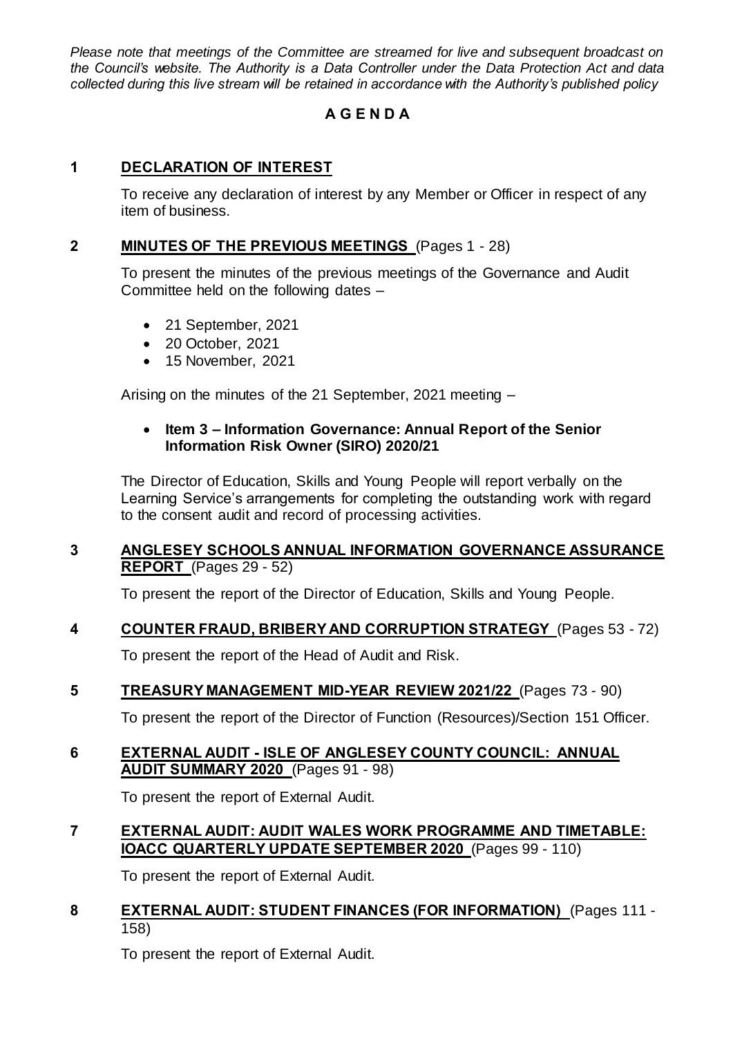*Please note that meetings of the Committee are streamed for live and subsequent broadcast on the Council's website. The Authority is a Data Controller under the Data Protection Act and data collected during this live stream will be retained in accordance with the Authority's published policy*

# A G E N D A

## 1 DECLARATION OF INTEREST

To receive any declaration of interest by any Member or Officer in respect of any item of business.

## 2 MINUTES OF THE PREVIOUS MEETINGS (Pages 1 - 28)

To present the minutes of the previous meetings of the Governance and Audit Committee held on the following dates –

- 21 September, 2021
- 20 October, 2021
- 15 November, 2021

Arising on the minutes of the 21 September, 2021 meeting –

- **Item 3 – Information Governance: Annual Report of the Senior Information Risk Owner (SIRO) 2020/21**

The Director of Education, Skills and Young People will report verbally on the Learning Service's arrangements for completing the outstanding work with regard to the consent audit and record of processing activities.

## 3 ANGLESEY SCHOOLS ANNUAL INFORMATION GOVERNANCE ASSURANCE REPORT (Pages 29 - 52)

To present the report of the Director of Education, Skills and Young People.

## 4 COUNTER FRAUD, BRIBERY AND CORRUPTION STRATEGY (Pages 53 - 72)

To present the report of the Head of Audit and Risk.

## 5 TREASURY MANAGEMENT MID-YEAR REVIEW 2021/22 (Pages 73 - 90)

To present the report of the Director of Function (Resources)/Section 151 Officer.

## 6 EXTERNAL AUDIT - ISLE OF ANGLESEY COUNTY COUNCIL: ANNUAL AUDIT SUMMARY 2020 (Pages 91 - 98)

To present the report of External Audit.

## 7 EXTERNAL AUDIT: AUDIT WALES WORK PROGRAMME AND TIMETABLE: IOACC QUARTERLY UPDATE SEPTEMBER 2020 (Pages 99 - 110)

To present the report of External Audit.

## 8 EXTERNAL AUDIT: STUDENT FINANCES (FOR INFORMATION) (Pages 111 - 158)

To present the report of External Audit.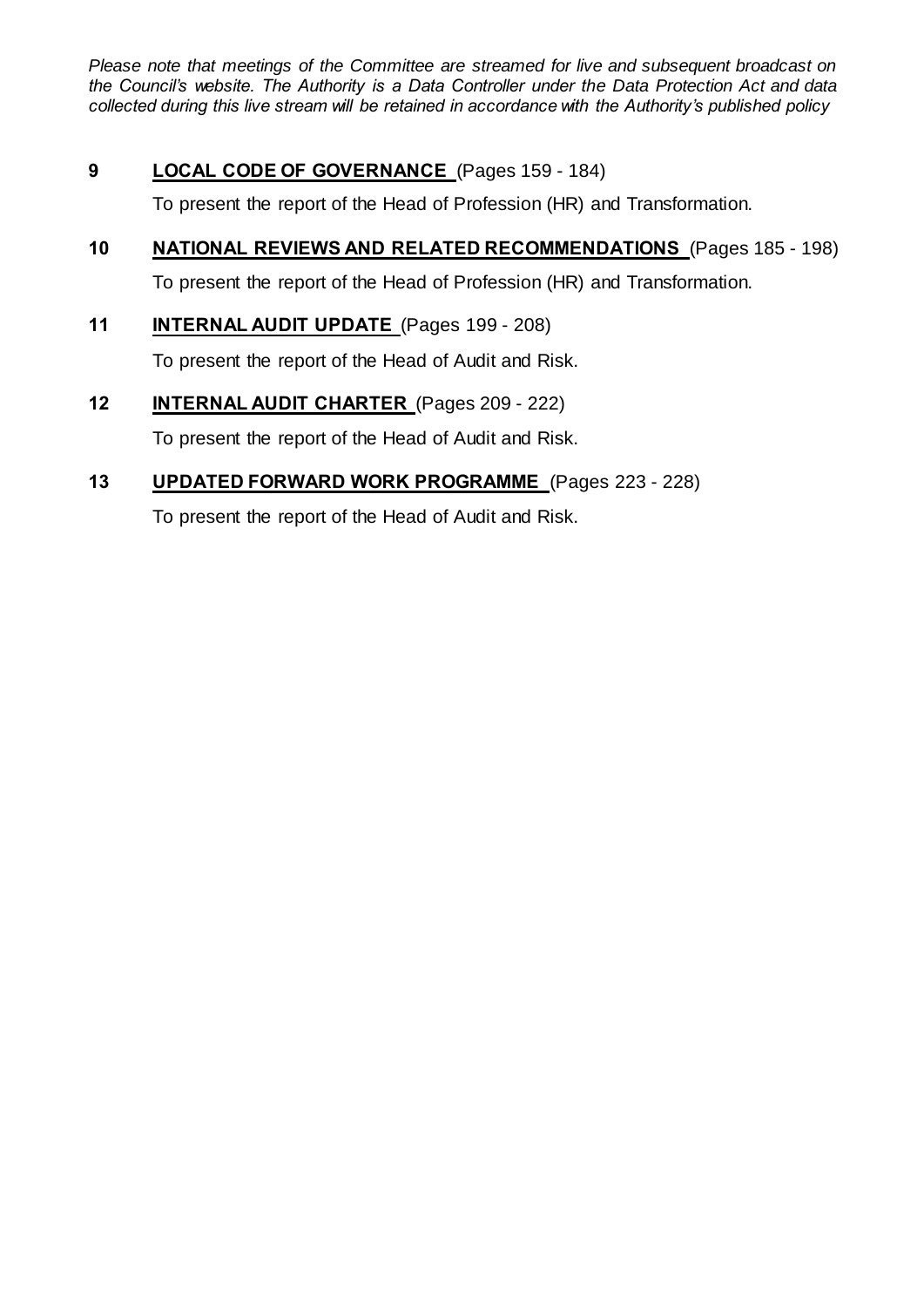*Please note that meetings of the Committee are streamed for live and subsequent broadcast on the Council's website. The Authority is a Data Controller under the Data Protection Act and data collected during this live stream will be retained in accordance with the Authority's published policy*

**9** **LOCAL CODE OF GOVERNANCE** (Pages 159 - 184)

To present the report of the Head of Profession (HR) and Transformation.

**10** **NATIONAL REVIEWS AND RELATED RECOMMENDATIONS** (Pages 185 - 198)

To present the report of the Head of Profession (HR) and Transformation.

**11** **INTERNAL AUDIT UPDATE** (Pages 199 - 208)

To present the report of the Head of Audit and Risk.

**12** **INTERNAL AUDIT CHARTER** (Pages 209 - 222)

To present the report of the Head of Audit and Risk.

**13** **UPDATED FORWARD WORK PROGRAMME** (Pages 223 - 228)

To present the report of the Head of Audit and Risk.